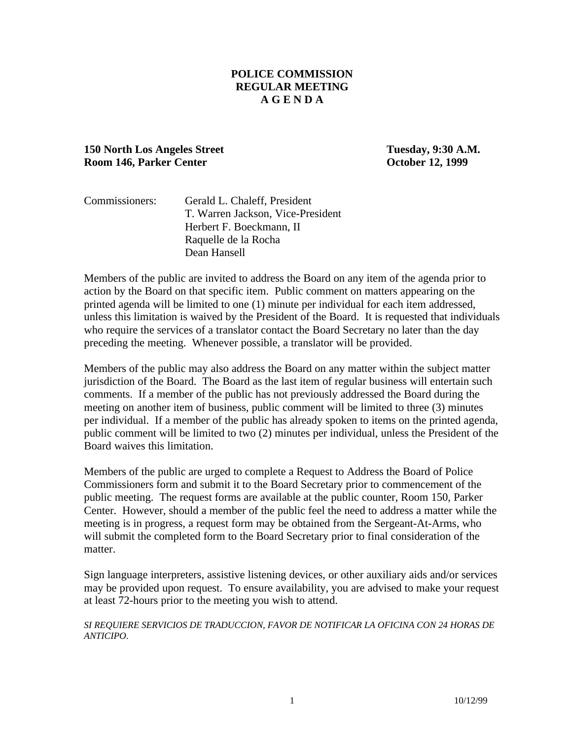# POLICE COMMISSION
## REGULAR MEETING
## A G E N D A

**150 North Los Angeles Street**
**Room 146, Parker Center**

**Tuesday, 9:30 A.M.**
**October 12, 1999**

Commissioners: Gerald L. Chaleff, President
T. Warren Jackson, Vice-President
Herbert F. Boeckmann, II
Raquelle de la Rocha
Dean Hansell

Members of the public are invited to address the Board on any item of the agenda prior to action by the Board on that specific item. Public comment on matters appearing on the printed agenda will be limited to one (1) minute per individual for each item addressed, unless this limitation is waived by the President of the Board. It is requested that individuals who require the services of a translator contact the Board Secretary no later than the day preceding the meeting. Whenever possible, a translator will be provided.

Members of the public may also address the Board on any matter within the subject matter jurisdiction of the Board. The Board as the last item of regular business will entertain such comments. If a member of the public has not previously addressed the Board during the meeting on another item of business, public comment will be limited to three (3) minutes per individual. If a member of the public has already spoken to items on the printed agenda, public comment will be limited to two (2) minutes per individual, unless the President of the Board waives this limitation.

Members of the public are urged to complete a Request to Address the Board of Police Commissioners form and submit it to the Board Secretary prior to commencement of the public meeting. The request forms are available at the public counter, Room 150, Parker Center. However, should a member of the public feel the need to address a matter while the meeting is in progress, a request form may be obtained from the Sergeant-At-Arms, who will submit the completed form to the Board Secretary prior to final consideration of the matter.

Sign language interpreters, assistive listening devices, or other auxiliary aids and/or services may be provided upon request. To ensure availability, you are advised to make your request at least 72-hours prior to the meeting you wish to attend.

*SI REQUIERE SERVICIOS DE TRADUCCION, FAVOR DE NOTIFICAR LA OFICINA CON 24 HORAS DE ANTICIPO.*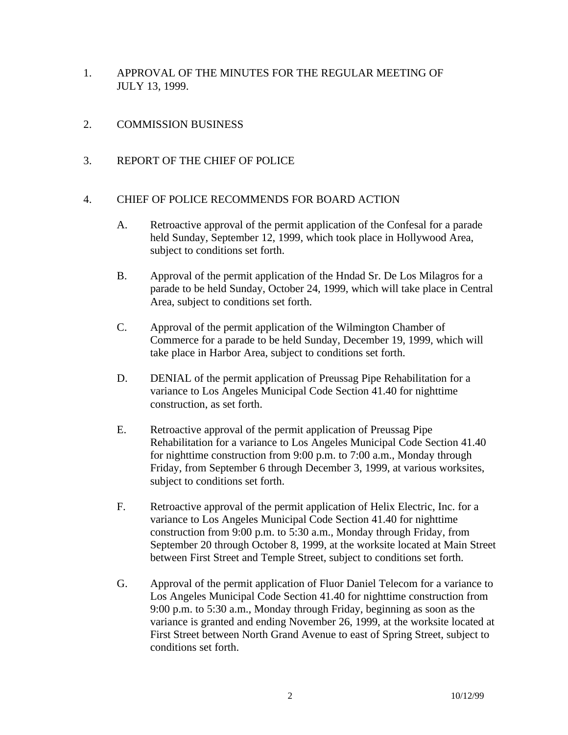1. APPROVAL OF THE MINUTES FOR THE REGULAR MEETING OF JULY 13, 1999.

2. COMMISSION BUSINESS

3. REPORT OF THE CHIEF OF POLICE

4. CHIEF OF POLICE RECOMMENDS FOR BOARD ACTION

   A. Retroactive approval of the permit application of the Confesal for a parade held Sunday, September 12, 1999, which took place in Hollywood Area, subject to conditions set forth.

   B. Approval of the permit application of the Hndad Sr. De Los Milagros for a parade to be held Sunday, October 24, 1999, which will take place in Central Area, subject to conditions set forth.

   C. Approval of the permit application of the Wilmington Chamber of Commerce for a parade to be held Sunday, December 19, 1999, which will take place in Harbor Area, subject to conditions set forth.

   D. DENIAL of the permit application of Preussag Pipe Rehabilitation for a variance to Los Angeles Municipal Code Section 41.40 for nighttime construction, as set forth.

   E. Retroactive approval of the permit application of Preussag Pipe Rehabilitation for a variance to Los Angeles Municipal Code Section 41.40 for nighttime construction from 9:00 p.m. to 7:00 a.m., Monday through Friday, from September 6 through December 3, 1999, at various worksites, subject to conditions set forth.

   F. Retroactive approval of the permit application of Helix Electric, Inc. for a variance to Los Angeles Municipal Code Section 41.40 for nighttime construction from 9:00 p.m. to 5:30 a.m., Monday through Friday, from September 20 through October 8, 1999, at the worksite located at Main Street between First Street and Temple Street, subject to conditions set forth.

   G. Approval of the permit application of Fluor Daniel Telecom for a variance to Los Angeles Municipal Code Section 41.40 for nighttime construction from 9:00 p.m. to 5:30 a.m., Monday through Friday, beginning as soon as the variance is granted and ending November 26, 1999, at the worksite located at First Street between North Grand Avenue to east of Spring Street, subject to conditions set forth.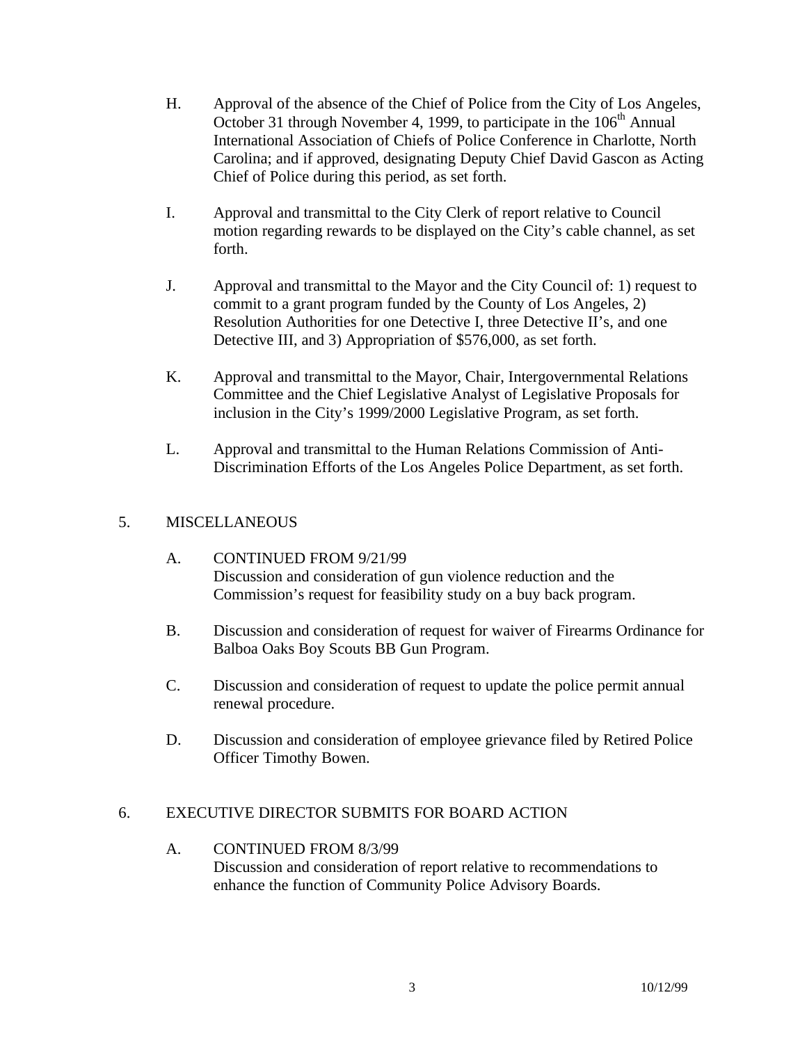H. Approval of the absence of the Chief of Police from the City of Los Angeles, October 31 through November 4, 1999, to participate in the 106th Annual International Association of Chiefs of Police Conference in Charlotte, North Carolina; and if approved, designating Deputy Chief David Gascon as Acting Chief of Police during this period, as set forth.

I. Approval and transmittal to the City Clerk of report relative to Council motion regarding rewards to be displayed on the City's cable channel, as set forth.

J. Approval and transmittal to the Mayor and the City Council of: 1) request to commit to a grant program funded by the County of Los Angeles, 2) Resolution Authorities for one Detective I, three Detective II's, and one Detective III, and 3) Appropriation of $576,000, as set forth.

K. Approval and transmittal to the Mayor, Chair, Intergovernmental Relations Committee and the Chief Legislative Analyst of Legislative Proposals for inclusion in the City's 1999/2000 Legislative Program, as set forth.

L. Approval and transmittal to the Human Relations Commission of Anti-Discrimination Efforts of the Los Angeles Police Department, as set forth.

5. MISCELLANEOUS

A. CONTINUED FROM 9/21/99
Discussion and consideration of gun violence reduction and the Commission's request for feasibility study on a buy back program.

B. Discussion and consideration of request for waiver of Firearms Ordinance for Balboa Oaks Boy Scouts BB Gun Program.

C. Discussion and consideration of request to update the police permit annual renewal procedure.

D. Discussion and consideration of employee grievance filed by Retired Police Officer Timothy Bowen.

6. EXECUTIVE DIRECTOR SUBMITS FOR BOARD ACTION

A. CONTINUED FROM 8/3/99
Discussion and consideration of report relative to recommendations to enhance the function of Community Police Advisory Boards.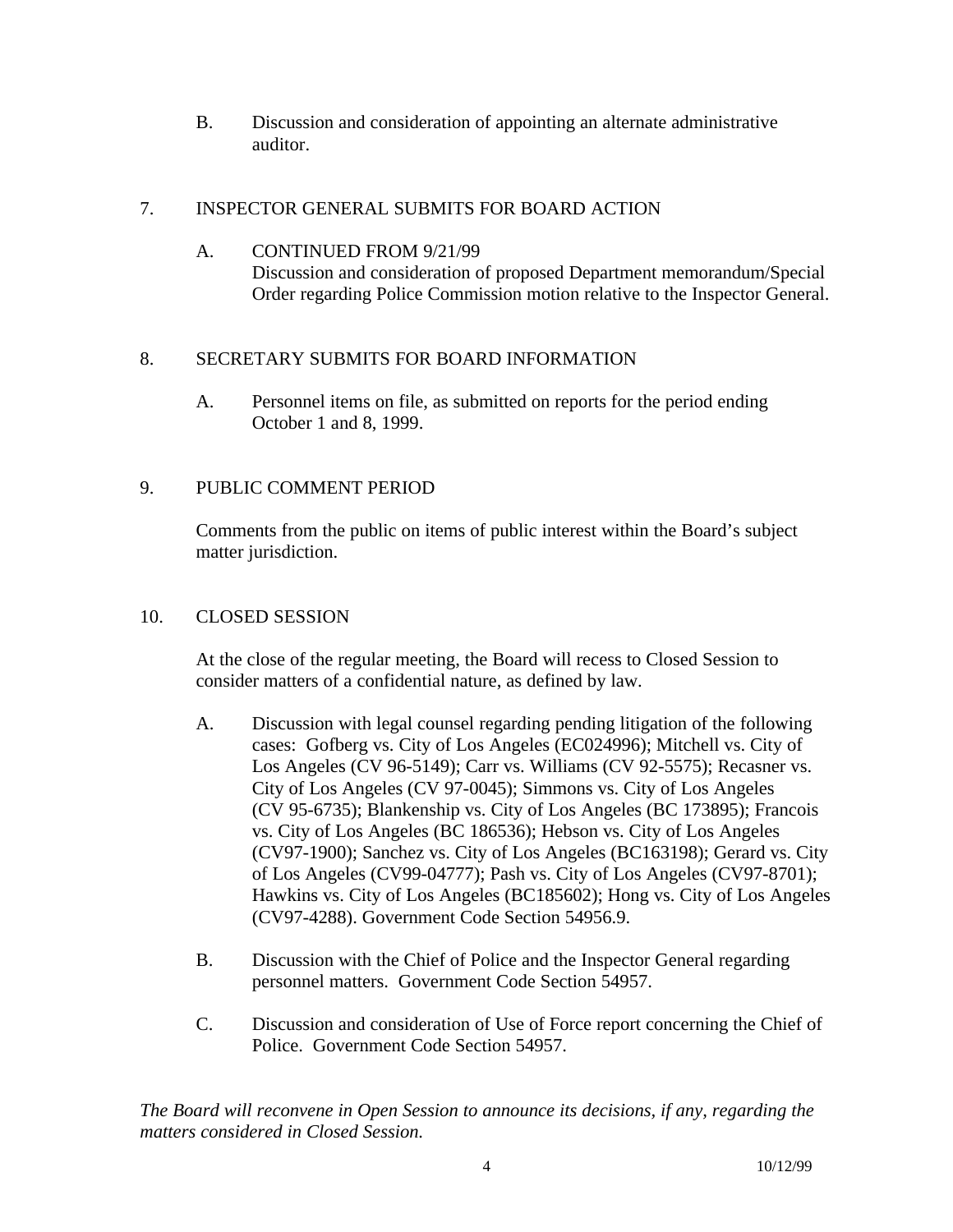B. Discussion and consideration of appointing an alternate administrative auditor.

7. INSPECTOR GENERAL SUBMITS FOR BOARD ACTION

A. CONTINUED FROM 9/21/99
Discussion and consideration of proposed Department memorandum/Special Order regarding Police Commission motion relative to the Inspector General.

8. SECRETARY SUBMITS FOR BOARD INFORMATION

A. Personnel items on file, as submitted on reports for the period ending October 1 and 8, 1999.

9. PUBLIC COMMENT PERIOD

Comments from the public on items of public interest within the Board's subject matter jurisdiction.

10. CLOSED SESSION

At the close of the regular meeting, the Board will recess to Closed Session to consider matters of a confidential nature, as defined by law.

A. Discussion with legal counsel regarding pending litigation of the following cases: Gofberg vs. City of Los Angeles (EC024996); Mitchell vs. City of Los Angeles (CV 96-5149); Carr vs. Williams (CV 92-5575); Recasner vs. City of Los Angeles (CV 97-0045); Simmons vs. City of Los Angeles (CV 95-6735); Blankenship vs. City of Los Angeles (BC 173895); Francois vs. City of Los Angeles (BC 186536); Hebson vs. City of Los Angeles (CV97-1900); Sanchez vs. City of Los Angeles (BC163198); Gerard vs. City of Los Angeles (CV99-04777); Pash vs. City of Los Angeles (CV97-8701); Hawkins vs. City of Los Angeles (BC185602); Hong vs. City of Los Angeles (CV97-4288). Government Code Section 54956.9.

B. Discussion with the Chief of Police and the Inspector General regarding personnel matters. Government Code Section 54957.

C. Discussion and consideration of Use of Force report concerning the Chief of Police. Government Code Section 54957.

*The Board will reconvene in Open Session to announce its decisions, if any, regarding the matters considered in Closed Session.*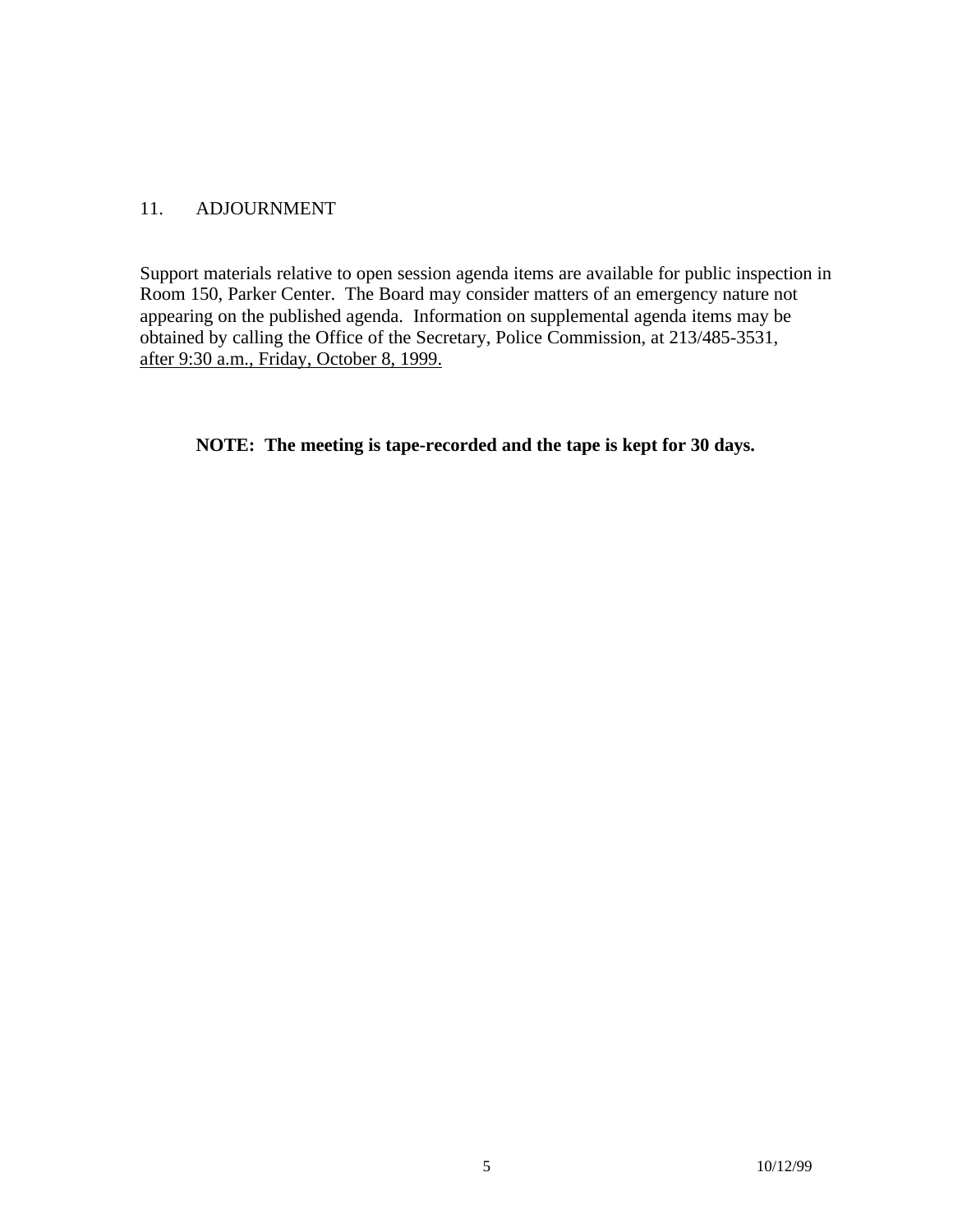11. ADJOURNMENT

Support materials relative to open session agenda items are available for public inspection in Room 150, Parker Center. The Board may consider matters of an emergency nature not appearing on the published agenda. Information on supplemental agenda items may be obtained by calling the Office of the Secretary, Police Commission, at 213/485-3531, <u>after 9:30 a.m., Friday, October 8, 1999.</u>

**NOTE: The meeting is tape-recorded and the tape is kept for 30 days.**